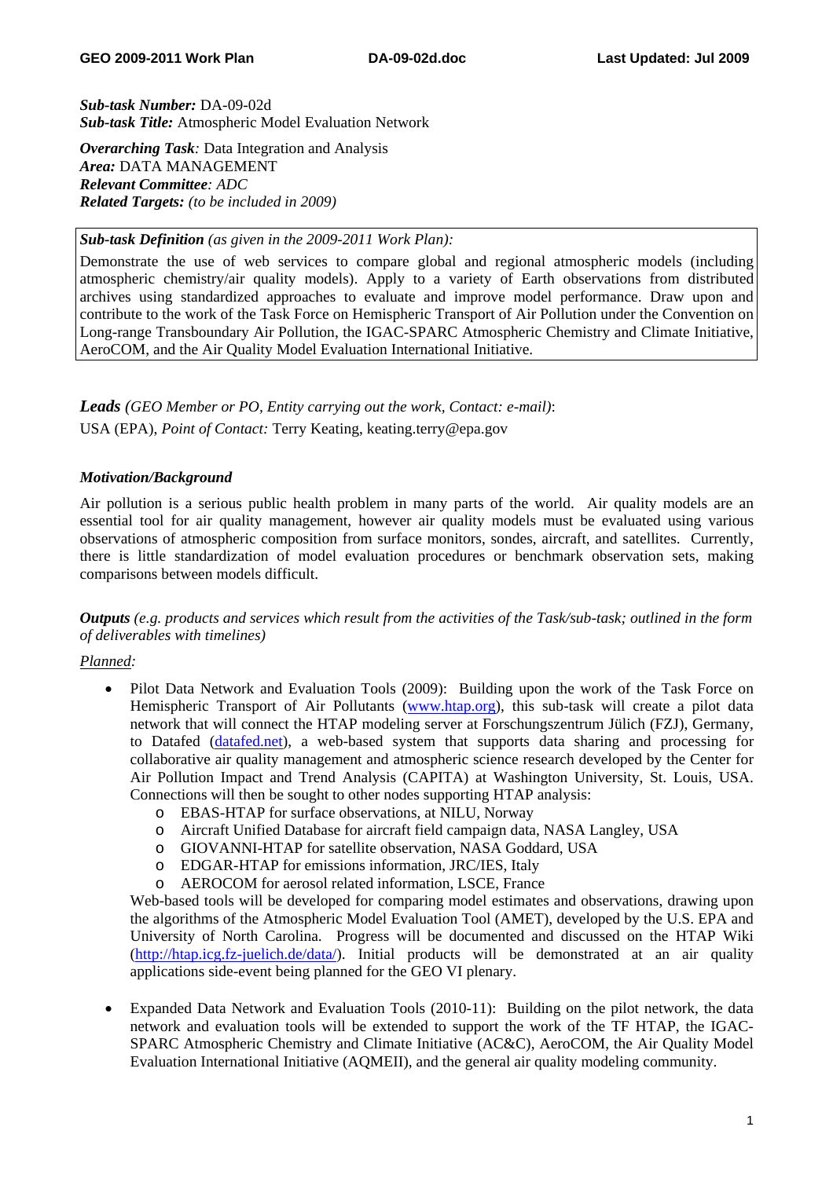***Sub-task Number:*** DA-09-02d
***Sub-task Title:*** Atmospheric Model Evaluation Network

***Overarching Task**:* Data Integration and Analysis
***Area:*** DATA MANAGEMENT
***Relevant Committee**: ADC*
***Related Targets:*** *(to be included in 2009)*

| ***Sub-task Definition*** *(as given in the 2009-2011 Work Plan):* |
|---|
| Demonstrate the use of web services to compare global and regional atmospheric models (including atmospheric chemistry/air quality models). Apply to a variety of Earth observations from distributed archives using standardized approaches to evaluate and improve model performance. Draw upon and contribute to the work of the Task Force on Hemispheric Transport of Air Pollution under the Convention on Long-range Transboundary Air Pollution, the IGAC-SPARC Atmospheric Chemistry and Climate Initiative, AeroCOM, and the Air Quality Model Evaluation International Initiative. |

***Leads*** *(GEO Member or PO, Entity carrying out the work, Contact: e-mail)*:

USA (EPA), *Point of Contact:* Terry Keating, keating.terry@epa.gov

***Motivation/Background***

Air pollution is a serious public health problem in many parts of the world. Air quality models are an essential tool for air quality management, however air quality models must be evaluated using various observations of atmospheric composition from surface monitors, sondes, aircraft, and satellites. Currently, there is little standardization of model evaluation procedures or benchmark observation sets, making comparisons between models difficult.

***Outputs*** *(e.g. products and services which result from the activities of the Task/sub-task; outlined in the form of deliverables with timelines)*

*Planned:*

- Pilot Data Network and Evaluation Tools (2009): Building upon the work of the Task Force on Hemispheric Transport of Air Pollutants (www.htap.org), this sub-task will create a pilot data network that will connect the HTAP modeling server at Forschungszentrum Jülich (FZJ), Germany, to Datafed (datafed.net), a web-based system that supports data sharing and processing for collaborative air quality management and atmospheric science research developed by the Center for Air Pollution Impact and Trend Analysis (CAPITA) at Washington University, St. Louis, USA. Connections will then be sought to other nodes supporting HTAP analysis:
    - EBAS-HTAP for surface observations, at NILU, Norway
    - Aircraft Unified Database for aircraft field campaign data, NASA Langley, USA
    - GIOVANNI-HTAP for satellite observation, NASA Goddard, USA
    - EDGAR-HTAP for emissions information, JRC/IES, Italy
    - AEROCOM for aerosol related information, LSCE, France

  Web-based tools will be developed for comparing model estimates and observations, drawing upon the algorithms of the Atmospheric Model Evaluation Tool (AMET), developed by the U.S. EPA and University of North Carolina. Progress will be documented and discussed on the HTAP Wiki (http://htap.icg.fz-juelich.de/data/). Initial products will be demonstrated at an air quality applications side-event being planned for the GEO VI plenary.

- Expanded Data Network and Evaluation Tools (2010-11): Building on the pilot network, the data network and evaluation tools will be extended to support the work of the TF HTAP, the IGAC-SPARC Atmospheric Chemistry and Climate Initiative (AC&C), AeroCOM, the Air Quality Model Evaluation International Initiative (AQMEII), and the general air quality modeling community.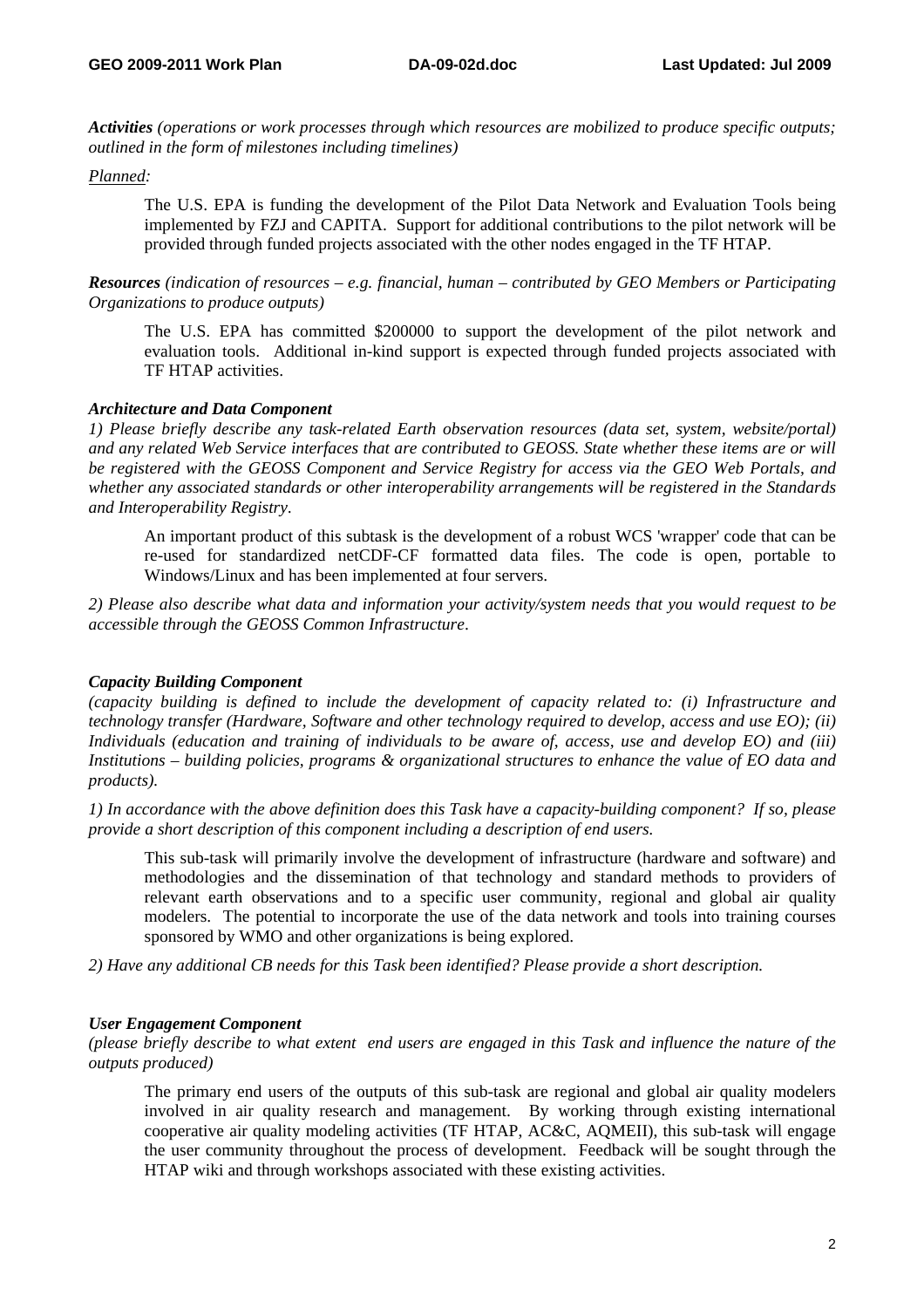***Activities*** *(operations or work processes through which resources are mobilized to produce specific outputs; outlined in the form of milestones including timelines)*

*Planned:*

The U.S. EPA is funding the development of the Pilot Data Network and Evaluation Tools being implemented by FZJ and CAPITA. Support for additional contributions to the pilot network will be provided through funded projects associated with the other nodes engaged in the TF HTAP.

***Resources*** *(indication of resources – e.g. financial, human – contributed by GEO Members or Participating Organizations to produce outputs)*

The U.S. EPA has committed \$200000 to support the development of the pilot network and evaluation tools. Additional in-kind support is expected through funded projects associated with TF HTAP activities.

***Architecture and Data Component***

*1) Please briefly describe any task-related Earth observation resources (data set, system, website/portal) and any related Web Service interfaces that are contributed to GEOSS. State whether these items are or will be registered with the GEOSS Component and Service Registry for access via the GEO Web Portals, and whether any associated standards or other interoperability arrangements will be registered in the Standards and Interoperability Registry.*

An important product of this subtask is the development of a robust WCS 'wrapper' code that can be re-used for standardized netCDF-CF formatted data files. The code is open, portable to Windows/Linux and has been implemented at four servers.

*2) Please also describe what data and information your activity/system needs that you would request to be accessible through the GEOSS Common Infrastructure.*

***Capacity Building Component***

*(capacity building is defined to include the development of capacity related to: (i) Infrastructure and technology transfer (Hardware, Software and other technology required to develop, access and use EO); (ii) Individuals (education and training of individuals to be aware of, access, use and develop EO) and (iii) Institutions – building policies, programs & organizational structures to enhance the value of EO data and products).*

*1) In accordance with the above definition does this Task have a capacity-building component? If so, please provide a short description of this component including a description of end users.*

This sub-task will primarily involve the development of infrastructure (hardware and software) and methodologies and the dissemination of that technology and standard methods to providers of relevant earth observations and to a specific user community, regional and global air quality modelers. The potential to incorporate the use of the data network and tools into training courses sponsored by WMO and other organizations is being explored.

*2) Have any additional CB needs for this Task been identified? Please provide a short description.*

***User Engagement Component***

*(please briefly describe to what extent end users are engaged in this Task and influence the nature of the outputs produced)*

The primary end users of the outputs of this sub-task are regional and global air quality modelers involved in air quality research and management. By working through existing international cooperative air quality modeling activities (TF HTAP, AC&C, AQMEII), this sub-task will engage the user community throughout the process of development. Feedback will be sought through the HTAP wiki and through workshops associated with these existing activities.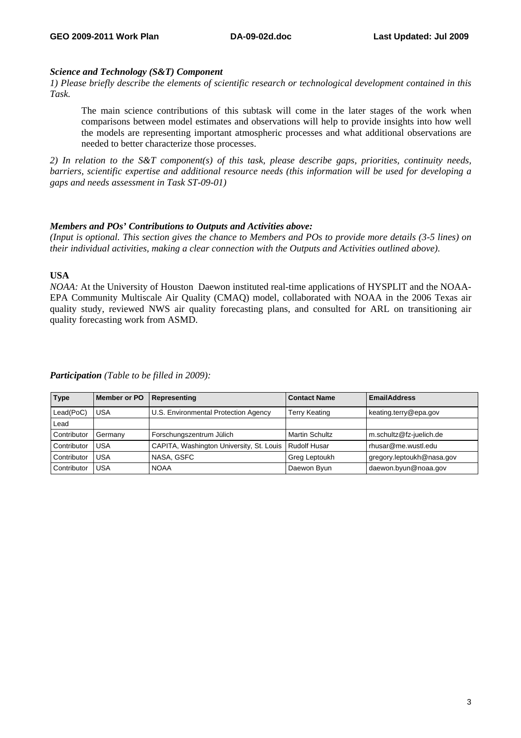***Science and Technology (S&T) Component***

*1) Please briefly describe the elements of scientific research or technological development contained in this Task.*

> The main science contributions of this subtask will come in the later stages of the work when comparisons between model estimates and observations will help to provide insights into how well the models are representing important atmospheric processes and what additional observations are needed to better characterize those processes.

*2) In relation to the S&T component(s) of this task, please describe gaps, priorities, continuity needs, barriers, scientific expertise and additional resource needs (this information will be used for developing a gaps and needs assessment in Task ST-09-01)*

***Members and POs' Contributions to Outputs and Activities above:***

*(Input is optional. This section gives the chance to Members and POs to provide more details (3-5 lines) on their individual activities, making a clear connection with the Outputs and Activities outlined above).*

**USA**

*NOAA:* At the University of Houston Daewon instituted real-time applications of HYSPLIT and the NOAA-EPA Community Multiscale Air Quality (CMAQ) model, collaborated with NOAA in the 2006 Texas air quality study, reviewed NWS air quality forecasting plans, and consulted for ARL on transitioning air quality forecasting work from ASMD.

***Participation*** *(Table to be filled in 2009):*

| Type | Member or PO | Representing | Contact Name | EmailAddress |
|---|---|---|---|---|
| Lead(PoC) | USA | U.S. Environmental Protection Agency | Terry Keating | keating.terry@epa.gov |
| Lead | | | | |
| Contributor | Germany | Forschungszentrum Jülich | Martin Schultz | m.schultz@fz-juelich.de |
| Contributor | USA | CAPITA, Washington University, St. Louis | Rudolf Husar | rhusar@me.wustl.edu |
| Contributor | USA | NASA, GSFC | Greg Leptoukh | gregory.leptoukh@nasa.gov |
| Contributor | USA | NOAA | Daewon Byun | daewon.byun@noaa.gov |